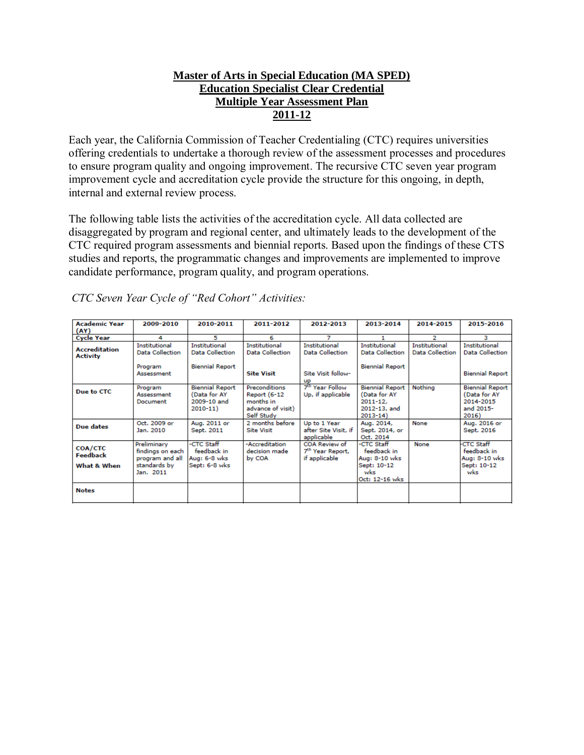# Master of Arts in Special Education (MA SPED)
# Education Specialist Clear Credential
# Multiple Year Assessment Plan
# 2011-12

Each year, the California Commission of Teacher Credentialing (CTC) requires universities offering credentials to undertake a thorough review of the assessment processes and procedures to ensure program quality and ongoing improvement. The recursive CTC seven year program improvement cycle and accreditation cycle provide the structure for this ongoing, in depth, internal and external review process.

The following table lists the activities of the accreditation cycle. All data collected are disaggregated by program and regional center, and ultimately leads to the development of the CTC required program assessments and biennial reports. Based upon the findings of these CTS studies and reports, the programmatic changes and improvements are implemented to improve candidate performance, program quality, and program operations.

*CTC Seven Year Cycle of "Red Cohort" Activities:*

| Academic Year (AY) | 2009-2010 | 2010-2011 | 2011-2012 | 2012-2013 | 2013-2014 | 2014-2015 | 2015-2016 |
|---|---|---|---|---|---|---|---|
| Cycle Year | 4 | 5 | 6 | 7 | 1 | 2 | 3 |
| Accreditation Activity | Institutional Data Collection<br><br>Program Assessment | Institutional Data Collection<br><br>Biennial Report | Institutional Data Collection<br><br>**Site Visit** | Institutional Data Collection<br><br>Site Visit follow-up | Institutional Data Collection<br><br>Biennial Report | Institutional Data Collection | Institutional Data Collection<br><br>Biennial Report |
| Due to CTC | Program Assessment Document | Biennial Report (Data for AY 2009-10 and 2010-11) | Preconditions Report (6-12 months in advance of visit) Self Study | 7th Year Follow Up, if applicable | Biennial Report (Data for AY 2011-12, 2012-13, and 2013-14) | Nothing | Biennial Report (Data for AY 2014-2015 and 2015-2016) |
| Due dates | Oct. 2009 or Jan. 2010 | Aug. 2011 or Sept. 2011 | 2 months before Site Visit | Up to 1 Year after Site Visit, if applicable | Aug. 2014, Sept. 2014, or Oct. 2014 | None | Aug. 2016 or Sept. 2016 |
| COA/CTC Feedback<br>What & When | Preliminary findings on each program and all standards by Jan. 2011 | -CTC Staff feedback in Aug: 6-8 wks Sept: 6-8 wks | -Accreditation decision made by COA | COA Review of 7th Year Report, if applicable | -CTC Staff feedback in Aug: 8-10 wks Sept: 10-12 wks Oct: 12-16 wks | None | -CTC Staff feedback in Aug: 8-10 wks Sept: 10-12 wks |
| Notes | | | | | | | |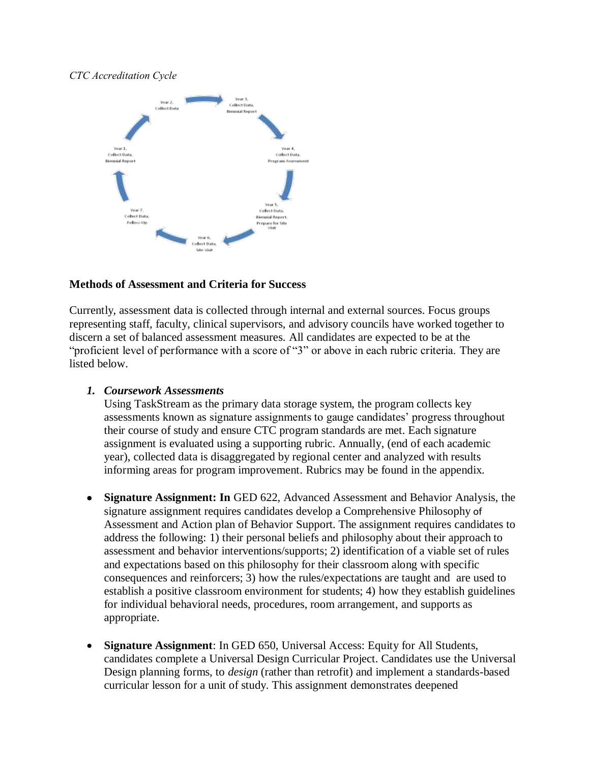*CTC Accreditation Cycle*

Year 1, Collect Data, Biennial Report

Year 2, Collect Data

Year 3, Collect Data, Biennial Report

Year 4, Collect Data, Program Assessment

Year 5, Collect Data, Biennial Report, Prepare for Site Visit

Year 6, Collect Data, Site Visit

Year 7, Collect Data, Follow-Up

**Methods of Assessment and Criteria for Success**

Currently, assessment data is collected through internal and external sources. Focus groups representing staff, faculty, clinical supervisors, and advisory councils have worked together to discern a set of balanced assessment measures. All candidates are expected to be at the "proficient level of performance with a score of "3" or above in each rubric criteria. They are listed below.

1. ***Coursework Assessments***

   Using TaskStream as the primary data storage system, the program collects key assessments known as signature assignments to gauge candidates' progress throughout their course of study and ensure CTC program standards are met. Each signature assignment is evaluated using a supporting rubric. Annually, (end of each academic year), collected data is disaggregated by regional center and analyzed with results informing areas for program improvement. Rubrics may be found in the appendix.

- **Signature Assignment: In** GED 622, Advanced Assessment and Behavior Analysis, the signature assignment requires candidates develop a Comprehensive Philosophy of Assessment and Action plan of Behavior Support. The assignment requires candidates to address the following: 1) their personal beliefs and philosophy about their approach to assessment and behavior interventions/supports; 2) identification of a viable set of rules and expectations based on this philosophy for their classroom along with specific consequences and reinforcers; 3) how the rules/expectations are taught and are used to establish a positive classroom environment for students; 4) how they establish guidelines for individual behavioral needs, procedures, room arrangement, and supports as appropriate.

- **Signature Assignment**: In GED 650, Universal Access: Equity for All Students, candidates complete a Universal Design Curricular Project. Candidates use the Universal Design planning forms, to *design* (rather than retrofit) and implement a standards-based curricular lesson for a unit of study. This assignment demonstrates deepened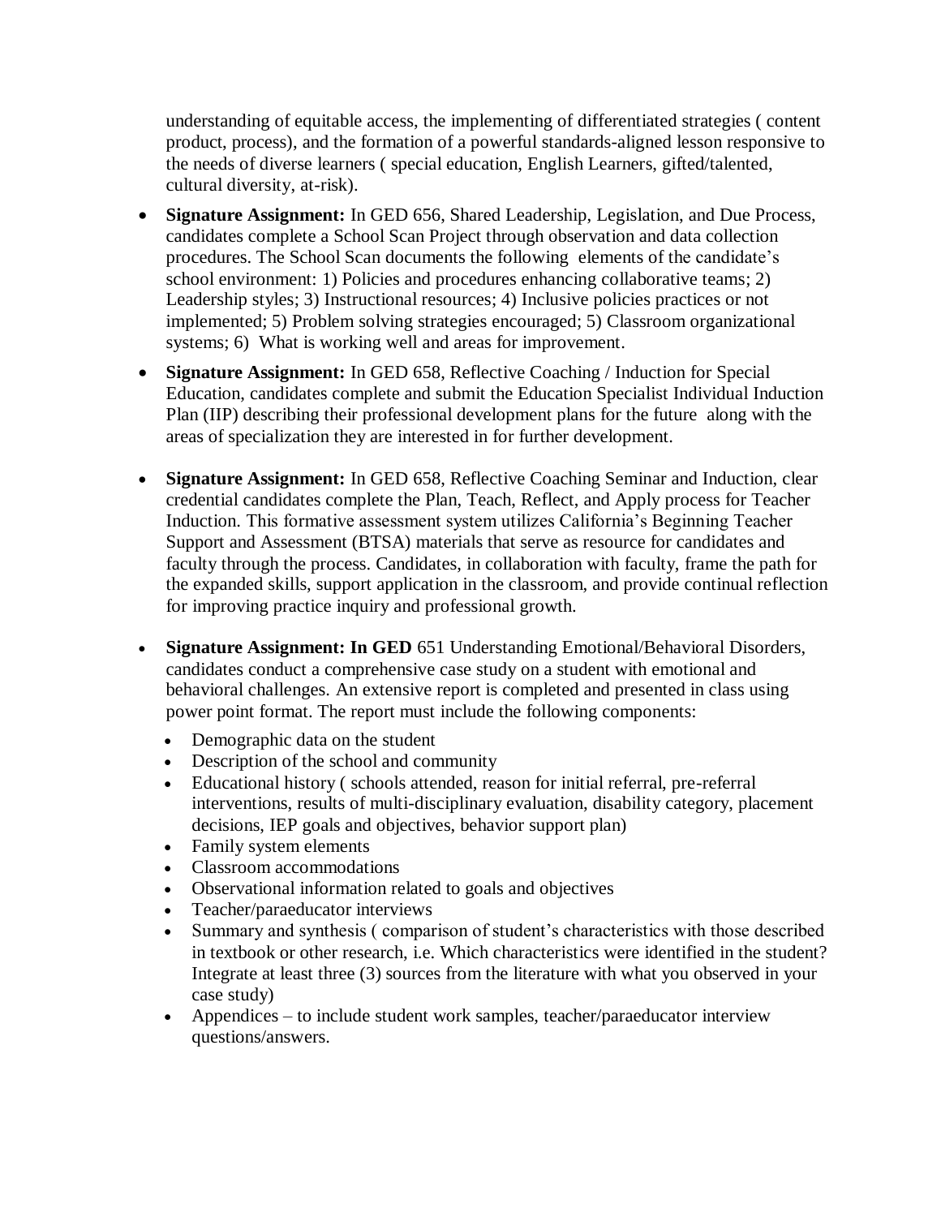understanding of equitable access, the implementing of differentiated strategies ( content product, process), and the formation of a powerful standards-aligned lesson responsive to the needs of diverse learners ( special education, English Learners, gifted/talented, cultural diversity, at-risk).

- **Signature Assignment:** In GED 656, Shared Leadership, Legislation, and Due Process, candidates complete a School Scan Project through observation and data collection procedures. The School Scan documents the following elements of the candidate's school environment: 1) Policies and procedures enhancing collaborative teams; 2) Leadership styles; 3) Instructional resources; 4) Inclusive policies practices or not implemented; 5) Problem solving strategies encouraged; 5) Classroom organizational systems; 6) What is working well and areas for improvement.

- **Signature Assignment:** In GED 658, Reflective Coaching / Induction for Special Education, candidates complete and submit the Education Specialist Individual Induction Plan (IIP) describing their professional development plans for the future along with the areas of specialization they are interested in for further development.

- **Signature Assignment:** In GED 658, Reflective Coaching Seminar and Induction, clear credential candidates complete the Plan, Teach, Reflect, and Apply process for Teacher Induction. This formative assessment system utilizes California's Beginning Teacher Support and Assessment (BTSA) materials that serve as resource for candidates and faculty through the process. Candidates, in collaboration with faculty, frame the path for the expanded skills, support application in the classroom, and provide continual reflection for improving practice inquiry and professional growth.

- **Signature Assignment: In GED** 651 Understanding Emotional/Behavioral Disorders, candidates conduct a comprehensive case study on a student with emotional and behavioral challenges. An extensive report is completed and presented in class using power point format. The report must include the following components:
  - Demographic data on the student
  - Description of the school and community
  - Educational history ( schools attended, reason for initial referral, pre-referral interventions, results of multi-disciplinary evaluation, disability category, placement decisions, IEP goals and objectives, behavior support plan)
  - Family system elements
  - Classroom accommodations
  - Observational information related to goals and objectives
  - Teacher/paraeducator interviews
  - Summary and synthesis ( comparison of student's characteristics with those described in textbook or other research, i.e. Which characteristics were identified in the student? Integrate at least three (3) sources from the literature with what you observed in your case study)
  - Appendices – to include student work samples, teacher/paraeducator interview questions/answers.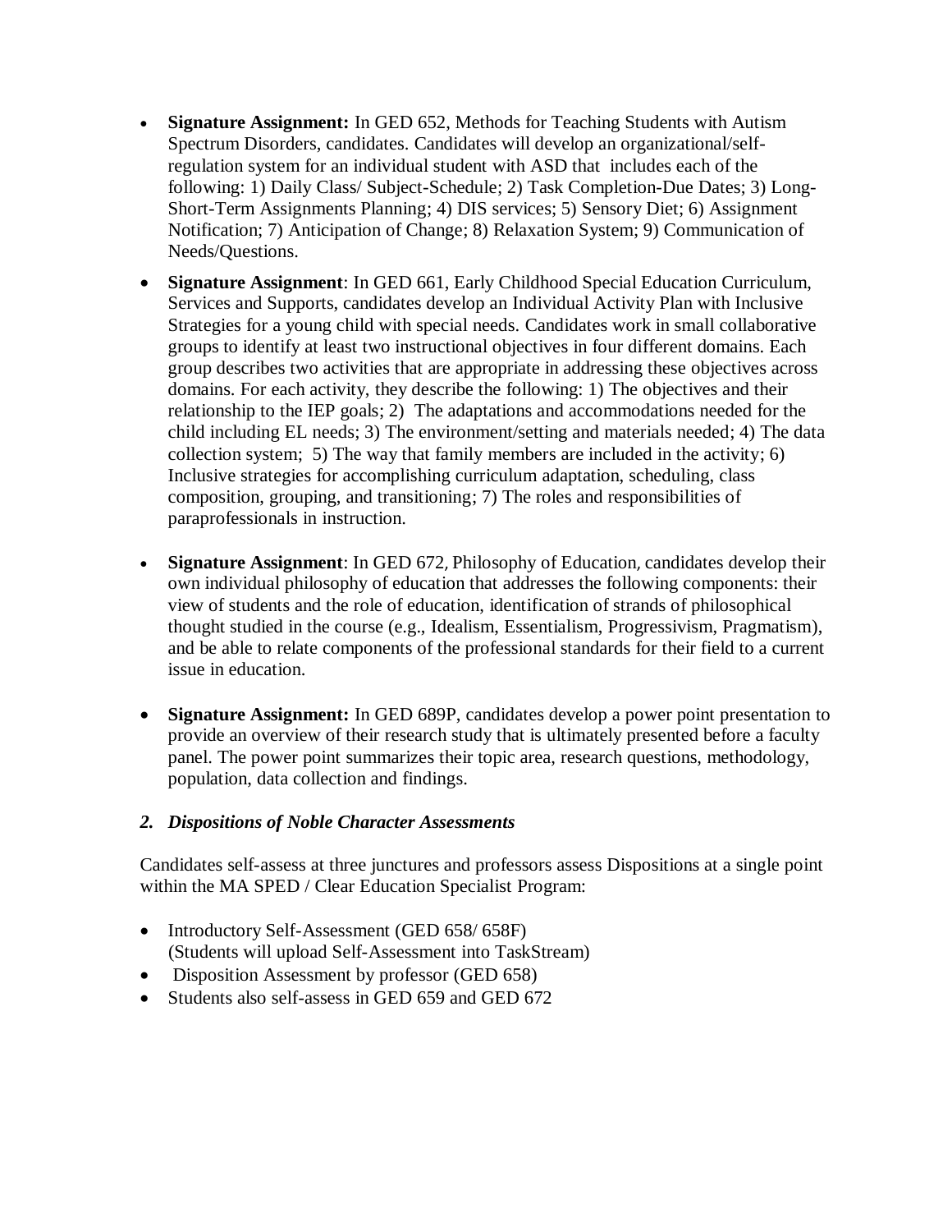- **Signature Assignment:** In GED 652, Methods for Teaching Students with Autism Spectrum Disorders, candidates. Candidates will develop an organizational/self-regulation system for an individual student with ASD that includes each of the following: 1) Daily Class/ Subject-Schedule; 2) Task Completion-Due Dates; 3) Long-Short-Term Assignments Planning; 4) DIS services; 5) Sensory Diet; 6) Assignment Notification; 7) Anticipation of Change; 8) Relaxation System; 9) Communication of Needs/Questions.
- **Signature Assignment**: In GED 661, Early Childhood Special Education Curriculum, Services and Supports, candidates develop an Individual Activity Plan with Inclusive Strategies for a young child with special needs. Candidates work in small collaborative groups to identify at least two instructional objectives in four different domains. Each group describes two activities that are appropriate in addressing these objectives across domains. For each activity, they describe the following: 1) The objectives and their relationship to the IEP goals; 2) The adaptations and accommodations needed for the child including EL needs; 3) The environment/setting and materials needed; 4) The data collection system; 5) The way that family members are included in the activity; 6) Inclusive strategies for accomplishing curriculum adaptation, scheduling, class composition, grouping, and transitioning; 7) The roles and responsibilities of paraprofessionals in instruction.
- **Signature Assignment**: In GED 672, Philosophy of Education, candidates develop their own individual philosophy of education that addresses the following components: their view of students and the role of education, identification of strands of philosophical thought studied in the course (e.g., Idealism, Essentialism, Progressivism, Pragmatism), and be able to relate components of the professional standards for their field to a current issue in education.
- **Signature Assignment:** In GED 689P, candidates develop a power point presentation to provide an overview of their research study that is ultimately presented before a faculty panel. The power point summarizes their topic area, research questions, methodology, population, data collection and findings.

### *2. Dispositions of Noble Character Assessments*

Candidates self-assess at three junctures and professors assess Dispositions at a single point within the MA SPED / Clear Education Specialist Program:

- Introductory Self-Assessment (GED 658/ 658F)
  (Students will upload Self-Assessment into TaskStream)
- Disposition Assessment by professor (GED 658)
- Students also self-assess in GED 659 and GED 672